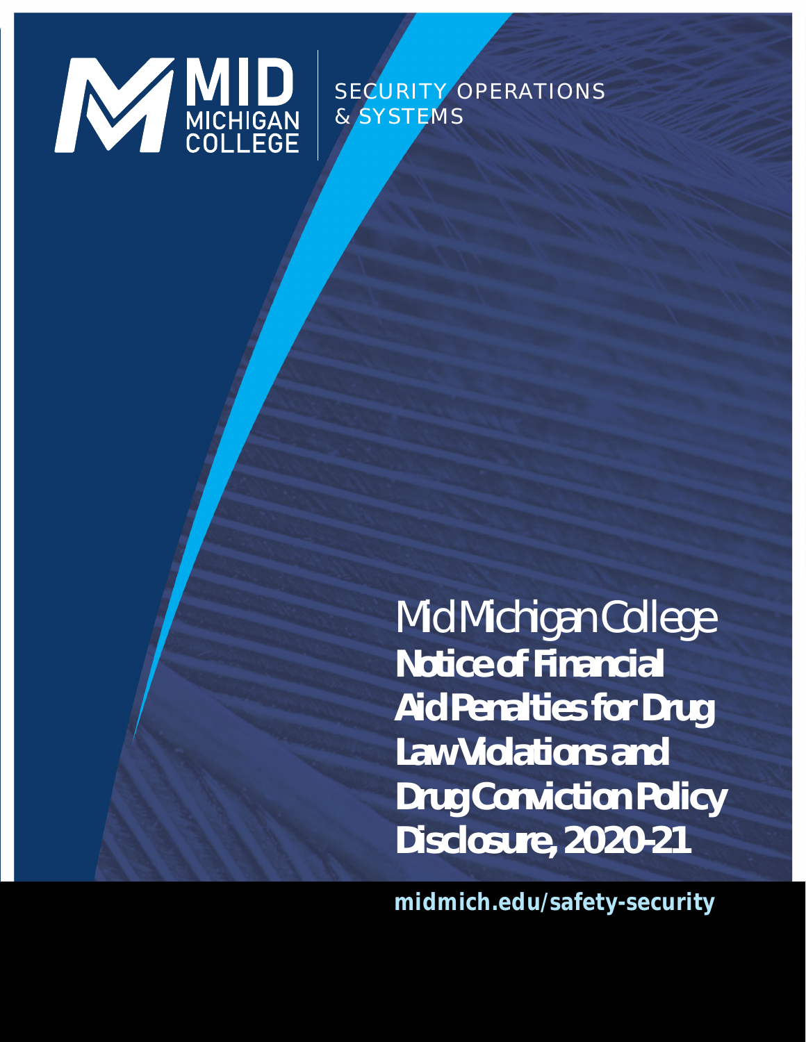MID MICHIGAN COLLEGE

SECURITY OPERATIONS & SYSTEMS

# Mid Michigan College **Notice of Financial Aid Penalties for Drug Law Violations and Drug Conviction Policy Disclosure, 2020-21**

**midmich.edu/safety-security**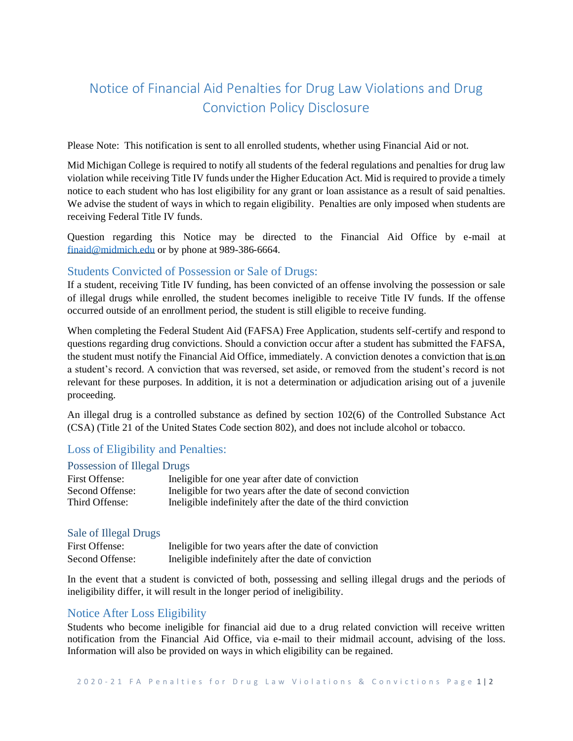# Notice of Financial Aid Penalties for Drug Law Violations and Drug Conviction Policy Disclosure

Please Note: This notification is sent to all enrolled students, whether using Financial Aid or not.

Mid Michigan College is required to notify all students of the federal regulations and penalties for drug law violation while receiving Title IV funds under the Higher Education Act. Mid is required to provide a timely notice to each student who has lost eligibility for any grant or loan assistance as a result of said penalties. We advise the student of ways in which to regain eligibility. Penalties are only imposed when students are receiving Federal Title IV funds.

Question regarding this Notice may be directed to the Financial Aid Office by e-mail at finaid@midmich.edu or by phone at 989-386-6664.

## Students Convicted of Possession or Sale of Drugs:

If a student, receiving Title IV funding, has been convicted of an offense involving the possession or sale of illegal drugs while enrolled, the student becomes ineligible to receive Title IV funds. If the offense occurred outside of an enrollment period, the student is still eligible to receive funding.

When completing the Federal Student Aid (FAFSA) Free Application, students self-certify and respond to questions regarding drug convictions. Should a conviction occur after a student has submitted the FAFSA, the student must notify the Financial Aid Office, immediately. A conviction denotes a conviction that is on a student's record. A conviction that was reversed, set aside, or removed from the student's record is not relevant for these purposes. In addition, it is not a determination or adjudication arising out of a juvenile proceeding.

An illegal drug is a controlled substance as defined by section 102(6) of the Controlled Substance Act (CSA) (Title 21 of the United States Code section 802), and does not include alcohol or tobacco.

## Loss of Eligibility and Penalties:

### Possession of Illegal Drugs

| | |
|---|---|
| First Offense: | Ineligible for one year after date of conviction |
| Second Offense: | Ineligible for two years after the date of second conviction |
| Third Offense: | Ineligible indefinitely after the date of the third conviction |

### Sale of Illegal Drugs

| | |
|---|---|
| First Offense: | Ineligible for two years after the date of conviction |
| Second Offense: | Ineligible indefinitely after the date of conviction |

In the event that a student is convicted of both, possessing and selling illegal drugs and the periods of ineligibility differ, it will result in the longer period of ineligibility.

## Notice After Loss Eligibility

Students who become ineligible for financial aid due to a drug related conviction will receive written notification from the Financial Aid Office, via e-mail to their midmail account, advising of the loss. Information will also be provided on ways in which eligibility can be regained.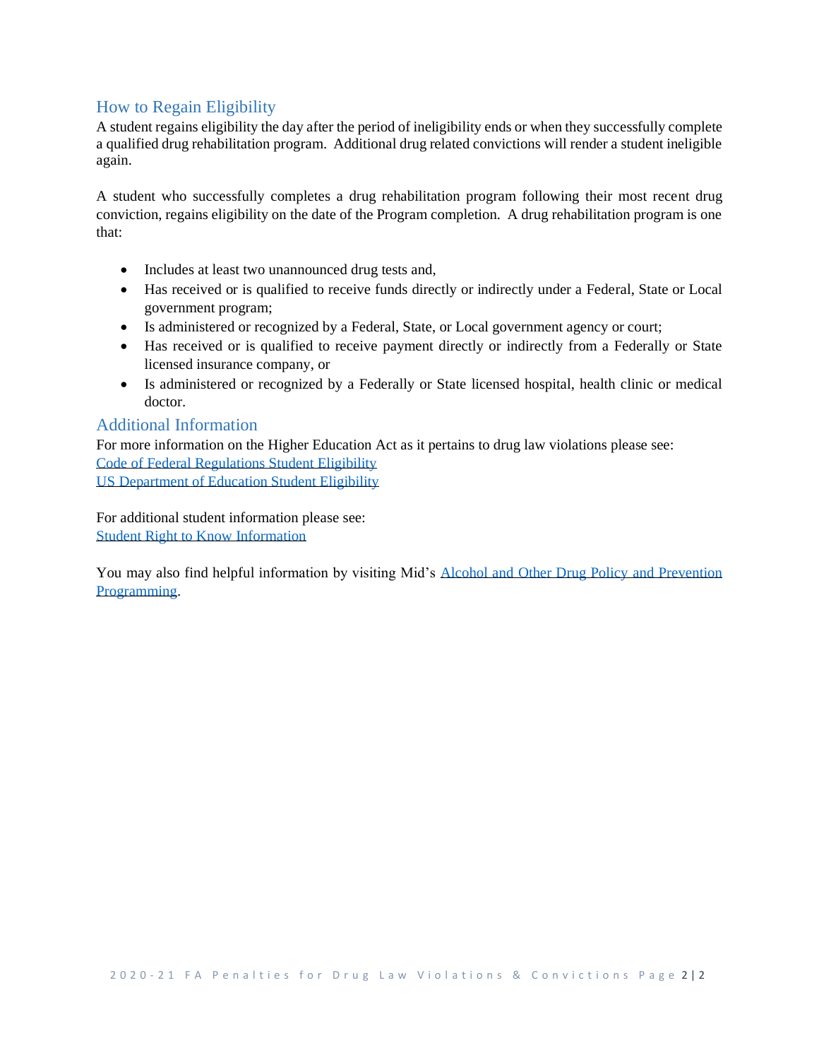## How to Regain Eligibility

A student regains eligibility the day after the period of ineligibility ends or when they successfully complete a qualified drug rehabilitation program. Additional drug related convictions will render a student ineligible again.

A student who successfully completes a drug rehabilitation program following their most recent drug conviction, regains eligibility on the date of the Program completion. A drug rehabilitation program is one that:

- Includes at least two unannounced drug tests and,
- Has received or is qualified to receive funds directly or indirectly under a Federal, State or Local government program;
- Is administered or recognized by a Federal, State, or Local government agency or court;
- Has received or is qualified to receive payment directly or indirectly from a Federally or State licensed insurance company, or
- Is administered or recognized by a Federally or State licensed hospital, health clinic or medical doctor.

## Additional Information

For more information on the Higher Education Act as it pertains to drug law violations please see:
Code of Federal Regulations Student Eligibility
US Department of Education Student Eligibility

For additional student information please see:
Student Right to Know Information

You may also find helpful information by visiting Mid's Alcohol and Other Drug Policy and Prevention Programming.